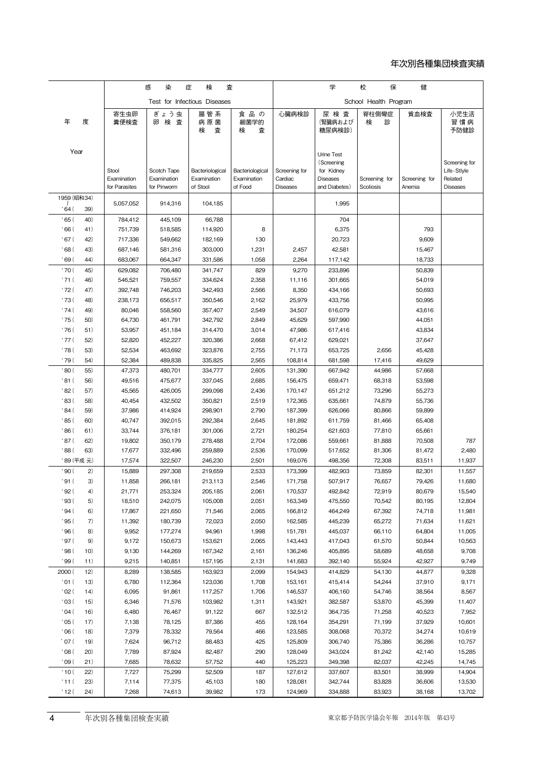# 年次別各種集団検査実績

| 年度 Year | 感染症検査 Test for Infectious Diseases | | | | 学校保健 School Health Program | | | | |
|---|---|---|---|---|---|---|---|---|---|
| | 寄生虫卵糞便検査 Stool Examination for Parasites | ぎょう虫卵検査 Scotch Tape Examination for Pinworm | 腸管系病原菌検査 Bacteriological Examination of Stool | 食品の細菌学的検査 Bacteriological Examination of Food | 心臓病検診 Screening for Cardiac Diseases | 尿検査(腎臓病および糖尿病検診) Urine Test (Screening for Kidney Diseases and Diabetes) | 脊柱側彎症検診 Screening for Scoliosis | 貧血検査 Screening for Anemia | 小児生活習慣病予防健診 Screening for Life-Style Related Diseases |
| 1959(昭和34) 〜 '64(39) | 5,057,052 | 914,316 | 104,185 | | | 1,995 | | | |
| '65(40) | 784,412 | 445,109 | 66,788 | | | 704 | | | |
| '66(41) | 751,739 | 518,585 | 114,920 | 8 | | 6,375 | | 793 | |
| '67(42) | 717,336 | 549,662 | 182,169 | 130 | | 20,723 | | 9,609 | |
| '68(43) | 687,146 | 581,316 | 303,000 | 1,231 | 2,457 | 42,581 | | 15,467 | |
| '69(44) | 683,067 | 664,347 | 331,586 | 1,058 | 2,264 | 117,142 | | 18,733 | |
| '70(45) | 629,082 | 706,480 | 341,747 | 829 | 9,270 | 233,896 | | 50,839 | |
| '71(46) | 546,521 | 759,557 | 334,624 | 2,358 | 11,116 | 301,665 | | 54,019 | |
| '72(47) | 392,748 | 746,203 | 342,493 | 2,566 | 8,350 | 434,166 | | 50,693 | |
| '73(48) | 238,173 | 656,517 | 350,546 | 2,162 | 25,979 | 433,756 | | 50,995 | |
| '74(49) | 80,046 | 558,560 | 357,407 | 2,549 | 34,507 | 616,079 | | 43,616 | |
| '75(50) | 64,730 | 461,791 | 342,792 | 2,849 | 45,629 | 597,990 | | 44,051 | |
| '76(51) | 53,957 | 451,184 | 314,470 | 3,014 | 47,986 | 617,416 | | 43,834 | |
| '77(52) | 52,820 | 452,227 | 320,386 | 2,668 | 67,412 | 629,021 | | 37,647 | |
| '78(53) | 52,534 | 463,692 | 323,876 | 2,755 | 71,173 | 653,725 | 2,656 | 45,428 | |
| '79(54) | 52,384 | 489,838 | 335,825 | 2,565 | 108,814 | 681,598 | 17,416 | 49,629 | |
| '80(55) | 47,373 | 480,701 | 334,777 | 2,605 | 131,390 | 667,942 | 44,986 | 57,668 | |
| '81(56) | 49,516 | 475,677 | 337,045 | 2,685 | 156,475 | 659,471 | 68,318 | 53,598 | |
| '82(57) | 45,565 | 426,005 | 299,098 | 2,436 | 170,147 | 651,212 | 73,296 | 55,273 | |
| '83(58) | 40,454 | 432,502 | 350,821 | 2,519 | 172,365 | 635,661 | 74,879 | 55,736 | |
| '84(59) | 37,986 | 414,924 | 298,901 | 2,790 | 187,399 | 626,066 | 80,866 | 59,899 | |
| '85(60) | 40,747 | 392,015 | 292,384 | 2,645 | 181,892 | 611,759 | 81,466 | 65,408 | |
| '86(61) | 33,744 | 376,181 | 301,006 | 2,721 | 180,254 | 621,603 | 77,810 | 65,661 | |
| '87(62) | 19,802 | 350,179 | 278,488 | 2,704 | 172,086 | 559,661 | 81,888 | 70,508 | 787 |
| '88(63) | 17,677 | 332,496 | 259,889 | 2,536 | 170,099 | 517,652 | 81,306 | 81,472 | 2,480 |
| '89(平成元) | 17,574 | 322,507 | 246,230 | 2,501 | 169,076 | 498,356 | 72,308 | 83,511 | 11,937 |
| '90(2) | 15,889 | 297,308 | 219,659 | 2,533 | 173,399 | 482,903 | 73,859 | 82,301 | 11,557 |
| '91(3) | 11,858 | 266,181 | 213,113 | 2,546 | 171,758 | 507,917 | 76,657 | 79,426 | 11,680 |
| '92(4) | 21,771 | 253,324 | 205,185 | 2,061 | 170,537 | 492,842 | 72,919 | 80,679 | 15,540 |
| '93(5) | 18,510 | 242,075 | 105,008 | 2,051 | 163,349 | 475,550 | 70,542 | 80,195 | 12,804 |
| '94(6) | 17,867 | 221,650 | 71,546 | 2,065 | 166,812 | 464,249 | 67,392 | 74,718 | 11,981 |
| '95(7) | 11,392 | 180,739 | 72,023 | 2,050 | 162,585 | 445,239 | 65,272 | 71,634 | 11,621 |
| '96(8) | 9,952 | 177,274 | 94,961 | 1,998 | 151,781 | 445,037 | 66,110 | 64,804 | 11,005 |
| '97(9) | 9,172 | 150,673 | 153,621 | 2,065 | 143,443 | 417,043 | 61,570 | 50,844 | 10,563 |
| '98(10) | 9,130 | 144,269 | 167,342 | 2,161 | 136,246 | 405,895 | 58,689 | 48,658 | 9,708 |
| '99(11) | 9,215 | 140,851 | 157,195 | 2,131 | 141,683 | 392,140 | 55,924 | 42,927 | 9,749 |
| 2000(12) | 8,289 | 138,585 | 163,923 | 2,099 | 154,943 | 414,829 | 54,130 | 44,877 | 9,328 |
| '01(13) | 6,780 | 112,364 | 123,036 | 1,708 | 153,161 | 415,414 | 54,244 | 37,910 | 9,171 |
| '02(14) | 6,095 | 91,861 | 117,257 | 1,706 | 146,537 | 406,160 | 54,746 | 38,564 | 8,567 |
| '03(15) | 6,346 | 71,576 | 103,982 | 1,311 | 143,921 | 382,587 | 53,870 | 45,399 | 11,407 |
| '04(16) | 6,480 | 76,467 | 91,122 | 667 | 132,512 | 364,735 | 71,258 | 40,523 | 7,952 |
| '05(17) | 7,138 | 78,125 | 87,386 | 455 | 128,164 | 354,291 | 71,199 | 37,929 | 10,601 |
| '06(18) | 7,379 | 78,332 | 79,564 | 466 | 123,585 | 308,068 | 70,372 | 34,274 | 10,619 |
| '07(19) | 7,624 | 96,712 | 88,483 | 425 | 125,809 | 306,740 | 75,386 | 36,286 | 10,757 |
| '08(20) | 7,789 | 87,924 | 82,487 | 290 | 128,049 | 343,024 | 81,242 | 42,140 | 15,285 |
| '09(21) | 7,685 | 78,632 | 57,752 | 440 | 125,223 | 349,398 | 82,037 | 42,245 | 14,745 |
| '10(22) | 7,727 | 75,299 | 52,509 | 187 | 127,612 | 337,607 | 83,501 | 38,999 | 14,904 |
| '11(23) | 7,114 | 77,375 | 45,103 | 180 | 128,081 | 342,744 | 83,828 | 36,606 | 13,530 |
| '12(24) | 7,268 | 74,613 | 39,982 | 173 | 124,969 | 334,888 | 83,923 | 38,168 | 13,702 |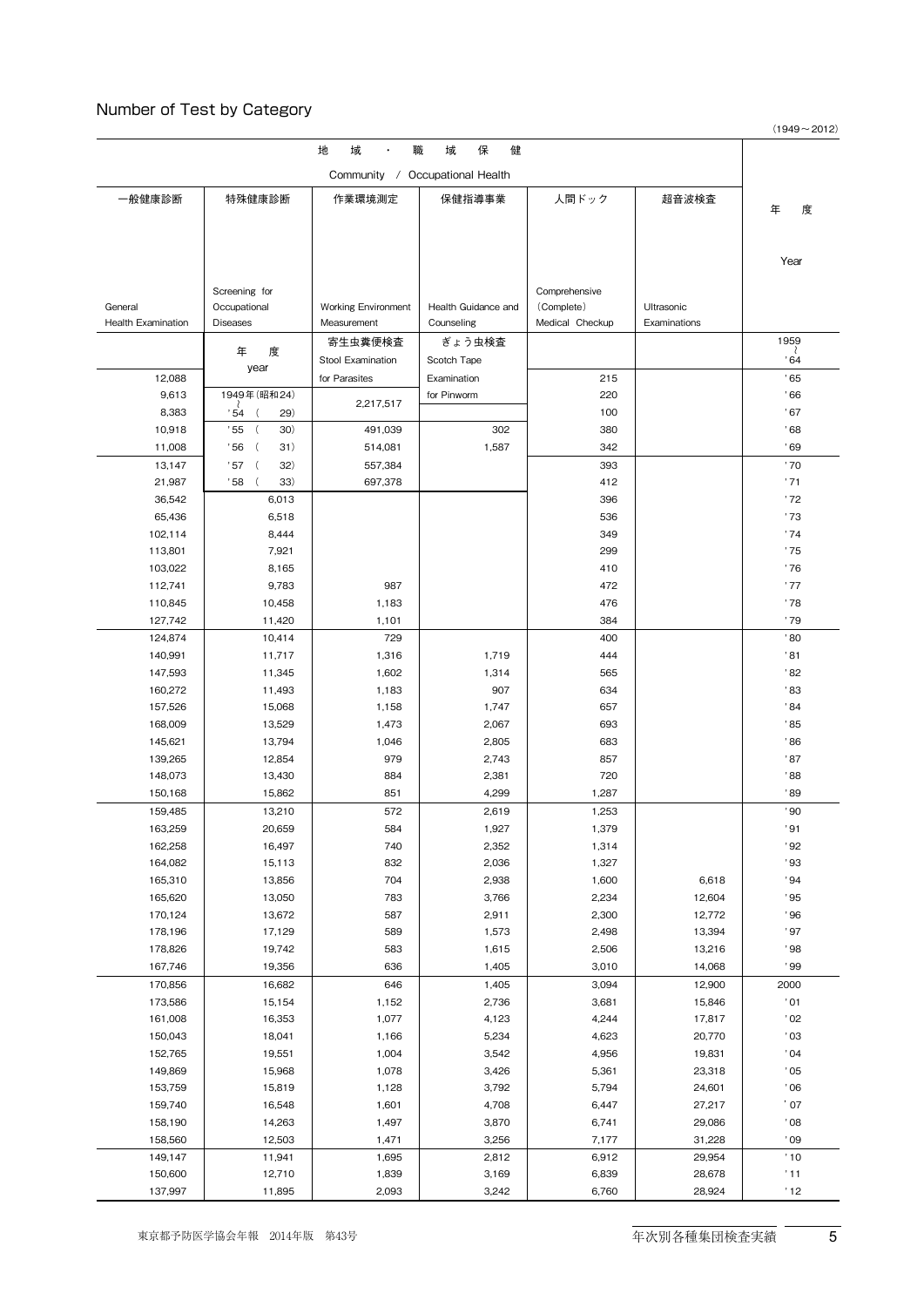## Number of Test by Category

（1949～2012）

| 一般健康診断<br>General Health Examination | 特殊健康診断<br>Screening for Occupational Diseases | 作業環境測定<br>Working Environment Measurement | 保健指導事業<br>Health Guidance and Counseling | 人間ドック<br>Comprehensive (Complete) Medical Checkup | 超音波検査<br>Ultrasonic Examinations | 年度<br>Year |
|---|---|---|---|---|---|---|
| 地域・職域保健 Community / Occupational Health | | | | | | |
| | 年度 year | 寄生虫糞便検査 Stool Examination for Parasites | ぎょう虫検査 Scotch Tape Examination for Pinworm | | | 1959～'64 |
| 12,088 | | | | 215 | | '65 |
| 9,613 | 1949年(昭和24)～'54(29) | 2,217,517 | | 220 | | '66 |
| 8,383 | | | | 100 | | '67 |
| 10,918 | '55 (30) | 491,039 | 302 | 380 | | '68 |
| 11,008 | '56 (31) | 514,081 | 1,587 | 342 | | '69 |
| 13,147 | '57 (32) | 557,384 | | 393 | | '70 |
| 21,987 | '58 (33) | 697,378 | | 412 | | '71 |
| 36,542 | 6,013 | | | 396 | | '72 |
| 65,436 | 6,518 | | | 536 | | '73 |
| 102,114 | 8,444 | | | 349 | | '74 |
| 113,801 | 7,921 | | | 299 | | '75 |
| 103,022 | 8,165 | | | 410 | | '76 |
| 112,741 | 9,783 | 987 | | 472 | | '77 |
| 110,845 | 10,458 | 1,183 | | 476 | | '78 |
| 127,742 | 11,420 | 1,101 | | 384 | | '79 |
| 124,874 | 10,414 | 729 | | 400 | | '80 |
| 140,991 | 11,717 | 1,316 | 1,719 | 444 | | '81 |
| 147,593 | 11,345 | 1,602 | 1,314 | 565 | | '82 |
| 160,272 | 11,493 | 1,183 | 907 | 634 | | '83 |
| 157,526 | 15,068 | 1,158 | 1,747 | 657 | | '84 |
| 168,009 | 13,529 | 1,473 | 2,067 | 693 | | '85 |
| 145,621 | 13,794 | 1,046 | 2,805 | 683 | | '86 |
| 139,265 | 12,854 | 979 | 2,743 | 857 | | '87 |
| 148,073 | 13,430 | 884 | 2,381 | 720 | | '88 |
| 150,168 | 15,862 | 851 | 4,299 | 1,287 | | '89 |
| 159,485 | 13,210 | 572 | 2,619 | 1,253 | | '90 |
| 163,259 | 20,659 | 584 | 1,927 | 1,379 | | '91 |
| 162,258 | 16,497 | 740 | 2,352 | 1,314 | | '92 |
| 164,082 | 15,113 | 832 | 2,036 | 1,327 | | '93 |
| 165,310 | 13,856 | 704 | 2,938 | 1,600 | 6,618 | '94 |
| 165,620 | 13,050 | 783 | 3,766 | 2,234 | 12,604 | '95 |
| 170,124 | 13,672 | 587 | 2,911 | 2,300 | 12,772 | '96 |
| 178,196 | 17,129 | 589 | 1,573 | 2,498 | 13,394 | '97 |
| 178,826 | 19,742 | 583 | 1,615 | 2,506 | 13,216 | '98 |
| 167,746 | 19,356 | 636 | 1,405 | 3,010 | 14,068 | '99 |
| 170,856 | 16,682 | 646 | 1,405 | 3,094 | 12,900 | 2000 |
| 173,586 | 15,154 | 1,152 | 2,736 | 3,681 | 15,846 | '01 |
| 161,008 | 16,353 | 1,077 | 4,123 | 4,244 | 17,817 | '02 |
| 150,043 | 18,041 | 1,166 | 5,234 | 4,623 | 20,770 | '03 |
| 152,765 | 19,551 | 1,004 | 3,542 | 4,956 | 19,831 | '04 |
| 149,869 | 15,968 | 1,078 | 3,426 | 5,361 | 23,318 | '05 |
| 153,759 | 15,819 | 1,128 | 3,792 | 5,794 | 24,601 | '06 |
| 159,740 | 16,548 | 1,601 | 4,708 | 6,447 | 27,217 | '07 |
| 158,190 | 14,263 | 1,497 | 3,870 | 6,741 | 29,086 | '08 |
| 158,560 | 12,503 | 1,471 | 3,256 | 7,177 | 31,228 | '09 |
| 149,147 | 11,941 | 1,695 | 2,812 | 6,912 | 29,954 | '10 |
| 150,600 | 12,710 | 1,839 | 3,169 | 6,839 | 28,678 | '11 |
| 137,997 | 11,895 | 2,093 | 3,242 | 6,760 | 28,924 | '12 |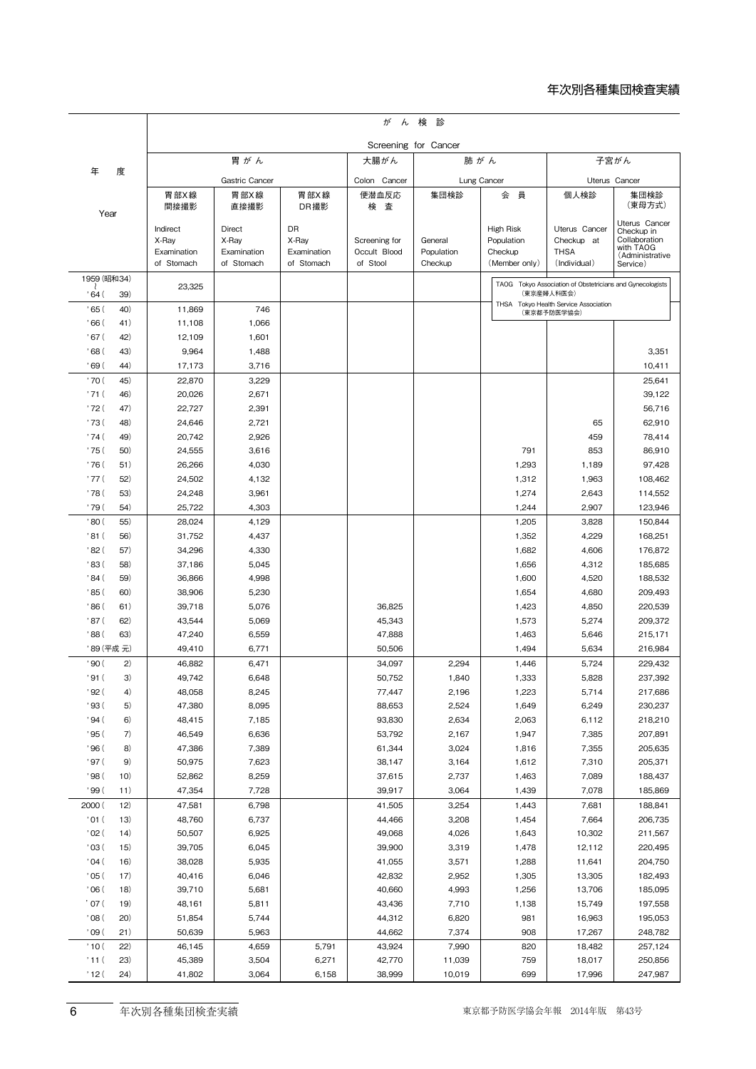# 年次別各種集団検査実績

| 年度 Year | がん検診 Screening for Cancer | | | | | | | |
|---|---|---|---|---|---|---|---|---|
| | 胃がん Gastric Cancer | | | 大腸がん Colon Cancer | 肺がん Lung Cancer | | 子宮がん Uterus Cancer | |
| | 胃部X線 間接撮影 Indirect X-Ray Examination of Stomach | 胃部X線 直接撮影 Direct X-Ray Examination of Stomach | 胃部X線 DR撮影 DR X-Ray Examination of Stomach | 便潜血反応 検査 Screening for Occult Blood of Stool | 集団検診 General Population Checkup | 会員 High Risk Population Checkup (Member only) | 個人検診 Uterus Cancer Checkup at THSA (Individual) | 集団検診 (東母方式) Uterus Cancer Checkup in Collaboration with TAOG (Administrative Service) |
| 1959(昭和34) 〜 '64( 39) | 23,325 | | | | | | | |
| '65( 40) | 11,869 | 746 | | | | | | |
| '66( 41) | 11,108 | 1,066 | | | | | | |
| '67( 42) | 12,109 | 1,601 | | | | | | |
| '68( 43) | 9,964 | 1,488 | | | | | | 3,351 |
| '69( 44) | 17,173 | 3,716 | | | | | | 10,411 |
| '70( 45) | 22,870 | 3,229 | | | | | | 25,641 |
| '71( 46) | 20,026 | 2,671 | | | | | | 39,122 |
| '72( 47) | 22,727 | 2,391 | | | | | | 56,716 |
| '73( 48) | 24,646 | 2,721 | | | | | 65 | 62,910 |
| '74( 49) | 20,742 | 2,926 | | | | | 459 | 78,414 |
| '75( 50) | 24,555 | 3,616 | | | | 791 | 853 | 86,910 |
| '76( 51) | 26,266 | 4,030 | | | | 1,293 | 1,189 | 97,428 |
| '77( 52) | 24,502 | 4,132 | | | | 1,312 | 1,963 | 108,462 |
| '78( 53) | 24,248 | 3,961 | | | | 1,274 | 2,643 | 114,552 |
| '79( 54) | 25,722 | 4,303 | | | | 1,244 | 2,907 | 123,946 |
| '80( 55) | 28,024 | 4,129 | | | | 1,205 | 3,828 | 150,844 |
| '81( 56) | 31,752 | 4,437 | | | | 1,352 | 4,229 | 168,251 |
| '82( 57) | 34,296 | 4,330 | | | | 1,682 | 4,606 | 176,872 |
| '83( 58) | 37,186 | 5,045 | | | | 1,656 | 4,312 | 185,685 |
| '84( 59) | 36,866 | 4,998 | | | | 1,600 | 4,520 | 188,532 |
| '85( 60) | 38,906 | 5,230 | | | | 1,654 | 4,680 | 209,493 |
| '86( 61) | 39,718 | 5,076 | | 36,825 | | 1,423 | 4,850 | 220,539 |
| '87( 62) | 43,544 | 5,069 | | 45,343 | | 1,573 | 5,274 | 209,372 |
| '88( 63) | 47,240 | 6,559 | | 47,888 | | 1,463 | 5,646 | 215,171 |
| '89(平成 元) | 49,410 | 6,771 | | 50,506 | | 1,494 | 5,634 | 216,984 |
| '90( 2) | 46,882 | 6,471 | | 34,097 | 2,294 | 1,446 | 5,724 | 229,432 |
| '91( 3) | 49,742 | 6,648 | | 50,752 | 1,840 | 1,333 | 5,828 | 237,392 |
| '92( 4) | 48,058 | 8,245 | | 77,447 | 2,196 | 1,223 | 5,714 | 217,686 |
| '93( 5) | 47,380 | 8,095 | | 88,653 | 2,524 | 1,649 | 6,249 | 230,237 |
| '94( 6) | 48,415 | 7,185 | | 93,830 | 2,634 | 2,063 | 6,112 | 218,210 |
| '95( 7) | 46,549 | 6,636 | | 53,792 | 2,167 | 1,947 | 7,385 | 207,891 |
| '96( 8) | 47,386 | 7,389 | | 61,344 | 3,024 | 1,816 | 7,355 | 205,635 |
| '97( 9) | 50,975 | 7,623 | | 38,147 | 3,164 | 1,612 | 7,310 | 205,371 |
| '98( 10) | 52,862 | 8,259 | | 37,615 | 2,737 | 1,463 | 7,089 | 188,437 |
| '99( 11) | 47,354 | 7,728 | | 39,917 | 3,064 | 1,439 | 7,078 | 185,869 |
| 2000( 12) | 47,581 | 6,798 | | 41,505 | 3,254 | 1,443 | 7,681 | 188,841 |
| '01( 13) | 48,760 | 6,737 | | 44,466 | 3,208 | 1,454 | 7,664 | 206,735 |
| '02( 14) | 50,507 | 6,925 | | 49,068 | 4,026 | 1,643 | 10,302 | 211,567 |
| '03( 15) | 39,705 | 6,045 | | 39,900 | 3,319 | 1,478 | 12,112 | 220,495 |
| '04( 16) | 38,028 | 5,935 | | 41,055 | 3,571 | 1,288 | 11,641 | 204,750 |
| '05( 17) | 40,416 | 6,046 | | 42,832 | 2,952 | 1,305 | 13,305 | 182,493 |
| '06( 18) | 39,710 | 5,681 | | 40,660 | 4,993 | 1,256 | 13,706 | 185,095 |
| '07( 19) | 48,161 | 5,811 | | 43,436 | 7,710 | 1,138 | 15,749 | 197,558 |
| '08( 20) | 51,854 | 5,744 | | 44,312 | 6,820 | 981 | 16,963 | 195,053 |
| '09( 21) | 50,639 | 5,963 | | 44,662 | 7,374 | 908 | 17,267 | 248,782 |
| '10( 22) | 46,145 | 4,659 | 5,791 | 43,924 | 7,990 | 820 | 18,482 | 257,124 |
| '11( 23) | 45,389 | 3,504 | 6,271 | 42,770 | 11,039 | 759 | 18,017 | 250,856 |
| '12( 24) | 41,802 | 3,064 | 6,158 | 38,999 | 10,019 | 699 | 17,996 | 247,987 |

TAOG Tokyo Association of Obstetricians and Gynecologists（東京産婦人科医会）
THSA Tokyo Health Service Association（東京都予防医学協会）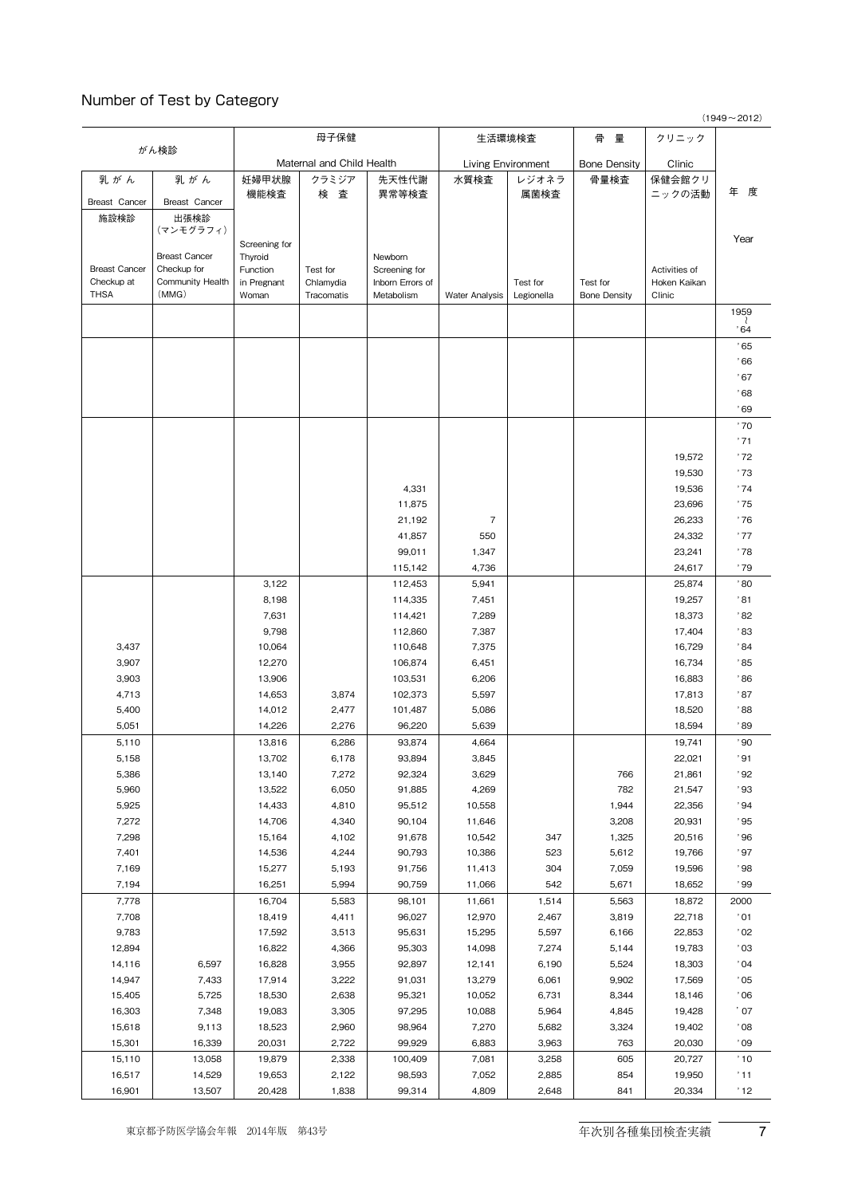# Number of Test by Category

（1949～2012）

| がん検診 | | 母子保健 Maternal and Child Health | | | 生活環境検査 Living Environment | | 骨量 Bone Density | クリニック Clinic | 年度 Year |
|---|---|---|---|---|---|---|---|---|---|
| 乳がん Breast Cancer 施設検診 Breast Cancer Checkup at THSA | 乳がん Breast Cancer 出張検診（マンモグラフィ） Breast Cancer Checkup for Community Health (MMG) | 妊婦甲状腺機能検査 Screening for Thyroid Function in Pregnant Woman | クラミジア検査 Test for Chlamydia Tracomatis | 先天性代謝異常等検査 Newborn Screening for Inborn Errors of Metabolism | 水質検査 Water Analysis | レジオネラ属菌検査 Test for Legionella | 骨量検査 Test for Bone Density | 保健会館クリニックの活動 Activities of Hoken Kaikan Clinic | |
| | | | | | | | | | 1959 ～ '64 |
| | | | | | | | | | '65 |
| | | | | | | | | | '66 |
| | | | | | | | | | '67 |
| | | | | | | | | | '68 |
| | | | | | | | | | '69 |
| | | | | | | | | | '70 |
| | | | | | | | | | '71 |
| | | | | | | | | 19,572 | '72 |
| | | | | | | | | 19,530 | '73 |
| | | | | 4,331 | | | | 19,536 | '74 |
| | | | | 11,875 | | | | 23,696 | '75 |
| | | | | 21,192 | 7 | | | 26,233 | '76 |
| | | | | 41,857 | 550 | | | 24,332 | '77 |
| | | | | 99,011 | 1,347 | | | 23,241 | '78 |
| | | | | 115,142 | 4,736 | | | 24,617 | '79 |
| | | 3,122 | | 112,453 | 5,941 | | | 25,874 | '80 |
| | | 8,198 | | 114,335 | 7,451 | | | 19,257 | '81 |
| | | 7,631 | | 114,421 | 7,289 | | | 18,373 | '82 |
| | | 9,798 | | 112,860 | 7,387 | | | 17,404 | '83 |
| 3,437 | | 10,064 | | 110,648 | 7,375 | | | 16,729 | '84 |
| 3,907 | | 12,270 | | 106,874 | 6,451 | | | 16,734 | '85 |
| 3,903 | | 13,906 | | 103,531 | 6,206 | | | 16,883 | '86 |
| 4,713 | | 14,653 | 3,874 | 102,373 | 5,597 | | | 17,813 | '87 |
| 5,400 | | 14,012 | 2,477 | 101,487 | 5,086 | | | 18,520 | '88 |
| 5,051 | | 14,226 | 2,276 | 96,220 | 5,639 | | | 18,594 | '89 |
| 5,110 | | 13,816 | 6,286 | 93,874 | 4,664 | | | 19,741 | '90 |
| 5,158 | | 13,702 | 6,178 | 93,894 | 3,845 | | | 22,021 | '91 |
| 5,386 | | 13,140 | 7,272 | 92,324 | 3,629 | | 766 | 21,861 | '92 |
| 5,960 | | 13,522 | 6,050 | 91,885 | 4,269 | | 782 | 21,547 | '93 |
| 5,925 | | 14,433 | 4,810 | 95,512 | 10,558 | | 1,944 | 22,356 | '94 |
| 7,272 | | 14,706 | 4,340 | 90,104 | 11,646 | | 3,208 | 20,931 | '95 |
| 7,298 | | 15,164 | 4,102 | 91,678 | 10,542 | 347 | 1,325 | 20,516 | '96 |
| 7,401 | | 14,536 | 4,244 | 90,793 | 10,386 | 523 | 5,612 | 19,766 | '97 |
| 7,169 | | 15,277 | 5,193 | 91,756 | 11,413 | 304 | 7,059 | 19,596 | '98 |
| 7,194 | | 16,251 | 5,994 | 90,759 | 11,066 | 542 | 5,671 | 18,652 | '99 |
| 7,778 | | 16,704 | 5,583 | 98,101 | 11,661 | 1,514 | 5,563 | 18,872 | 2000 |
| 7,708 | | 18,419 | 4,411 | 96,027 | 12,970 | 2,467 | 3,819 | 22,718 | '01 |
| 9,783 | | 17,592 | 3,513 | 95,631 | 15,295 | 5,597 | 6,166 | 22,853 | '02 |
| 12,894 | | 16,822 | 4,366 | 95,303 | 14,098 | 7,274 | 5,144 | 19,783 | '03 |
| 14,116 | 6,597 | 16,828 | 3,955 | 92,897 | 12,141 | 6,190 | 5,524 | 18,303 | '04 |
| 14,947 | 7,433 | 17,914 | 3,222 | 91,031 | 13,279 | 6,061 | 9,902 | 17,569 | '05 |
| 15,405 | 5,725 | 18,530 | 2,638 | 95,321 | 10,052 | 6,731 | 8,344 | 18,146 | '06 |
| 16,303 | 7,348 | 19,083 | 3,305 | 97,295 | 10,088 | 5,964 | 4,845 | 19,428 | '07 |
| 15,618 | 9,113 | 18,523 | 2,960 | 98,964 | 7,270 | 5,682 | 3,324 | 19,402 | '08 |
| 15,301 | 16,339 | 20,031 | 2,722 | 99,929 | 6,883 | 3,963 | 763 | 20,030 | '09 |
| 15,110 | 13,058 | 19,879 | 2,338 | 100,409 | 7,081 | 3,258 | 605 | 20,727 | '10 |
| 16,517 | 14,529 | 19,653 | 2,122 | 98,593 | 7,052 | 2,885 | 854 | 19,950 | '11 |
| 16,901 | 13,507 | 20,428 | 1,838 | 99,314 | 4,809 | 2,648 | 841 | 20,334 | '12 |